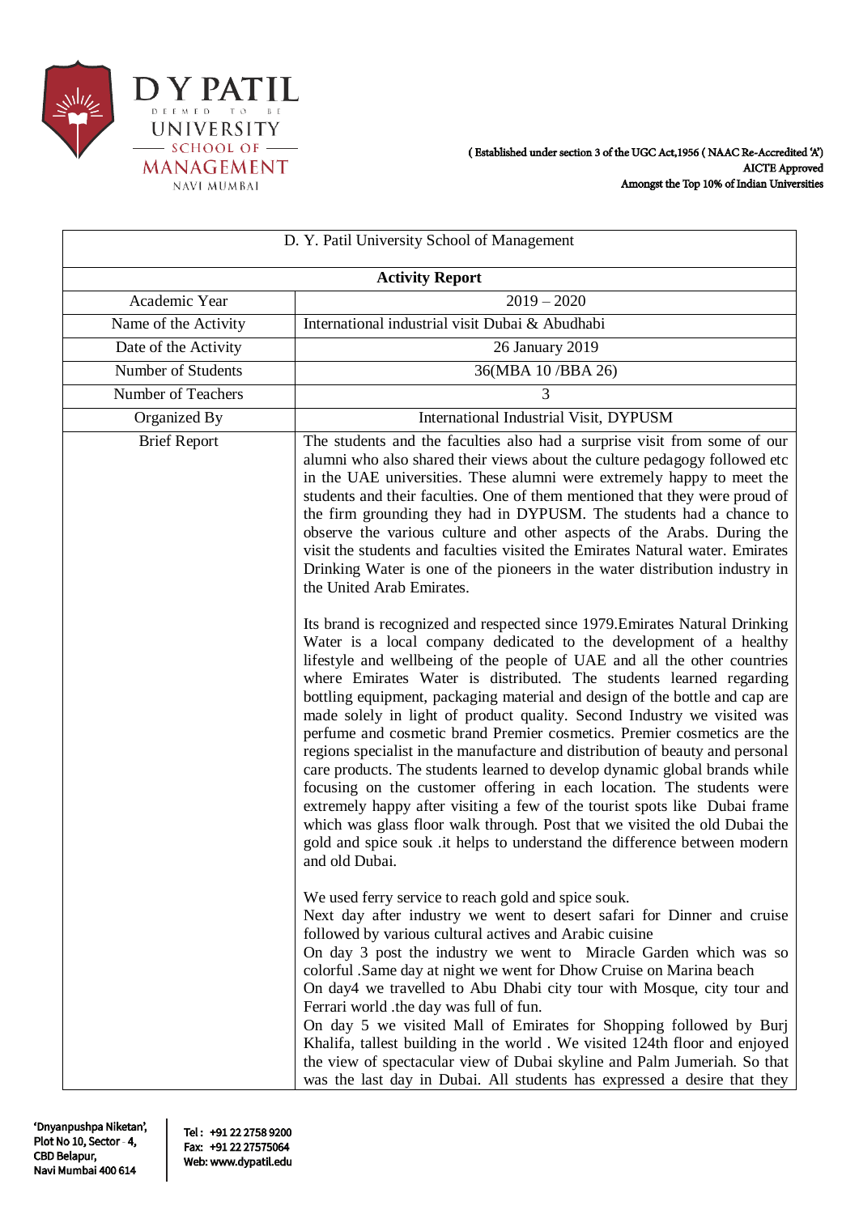D Y PATIL DEEMED TO BE UNIVERSITY SCHOOL OF MANAGEMENT NAVI MUMBAI

( Established under section 3 of the UGC Act,1956 ( NAAC Re-Accredited 'A')
AICTE Approved
Amongst the Top 10% of Indian Universities

| D. Y. Patil University School of Management | |
|---|---|
| **Activity Report** | |
| Academic Year | 2019 – 2020 |
| Name of the Activity | International industrial visit Dubai & Abudhabi |
| Date of the Activity | 26 January 2019 |
| Number of Students | 36(MBA 10 /BBA 26) |
| Number of Teachers | 3 |
| Organized By | International Industrial Visit, DYPUSM |
| Brief Report | The students and the faculties also had a surprise visit from some of our alumni who also shared their views about the culture pedagogy followed etc in the UAE universities. These alumni were extremely happy to meet the students and their faculties. One of them mentioned that they were proud of the firm grounding they had in DYPUSM. The students had a chance to observe the various culture and other aspects of the Arabs. During the visit the students and faculties visited the Emirates Natural water. Emirates Drinking Water is one of the pioneers in the water distribution industry in the United Arab Emirates.<br><br>Its brand is recognized and respected since 1979.Emirates Natural Drinking Water is a local company dedicated to the development of a healthy lifestyle and wellbeing of the people of UAE and all the other countries where Emirates Water is distributed. The students learned regarding bottling equipment, packaging material and design of the bottle and cap are made solely in light of product quality. Second Industry we visited was perfume and cosmetic brand Premier cosmetics. Premier cosmetics are the regions specialist in the manufacture and distribution of beauty and personal care products. The students learned to develop dynamic global brands while focusing on the customer offering in each location. The students were extremely happy after visiting a few of the tourist spots like Dubai frame which was glass floor walk through. Post that we visited the old Dubai the gold and spice souk .it helps to understand the difference between modern and old Dubai.<br><br>We used ferry service to reach gold and spice souk.<br>Next day after industry we went to desert safari for Dinner and cruise followed by various cultural actives and Arabic cuisine<br>On day 3 post the industry we went to Miracle Garden which was so colorful .Same day at night we went for Dhow Cruise on Marina beach<br>On day4 we travelled to Abu Dhabi city tour with Mosque, city tour and Ferrari world .the day was full of fun.<br>On day 5 we visited Mall of Emirates for Shopping followed by Burj Khalifa, tallest building in the world . We visited 124th floor and enjoyed the view of spectacular view of Dubai skyline and Palm Jumeriah. So that was the last day in Dubai. All students has expressed a desire that they |

'Dnyanpushpa Niketan', Plot No 10, Sector - 4, CBD Belapur, Navi Mumbai 400 614

Tel : +91 22 2758 9200
Fax: +91 22 27575064
Web: www.dypatil.edu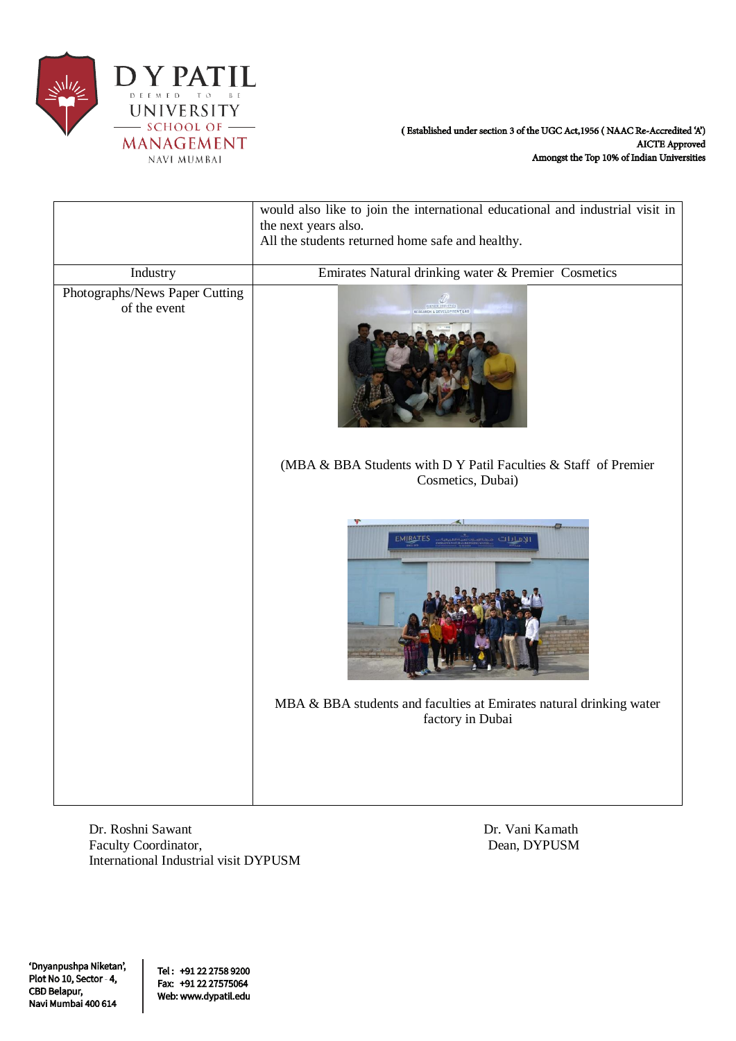|  | would also like to join the international educational and industrial visit in the next years also. All the students returned home safe and healthy. |
|---|---|
| Industry | Emirates Natural drinking water & Premier Cosmetics |
| Photographs/News Paper Cutting of the event | (MBA & BBA Students with D Y Patil Faculties & Staff of Premier Cosmetics, Dubai)<br><br>MBA & BBA students and faculties at Emirates natural drinking water factory in Dubai |

Dr. Roshni Sawant
Faculty Coordinator,
International Industrial visit DYPUSM

Dr. Vani Kamath
Dean, DYPUSM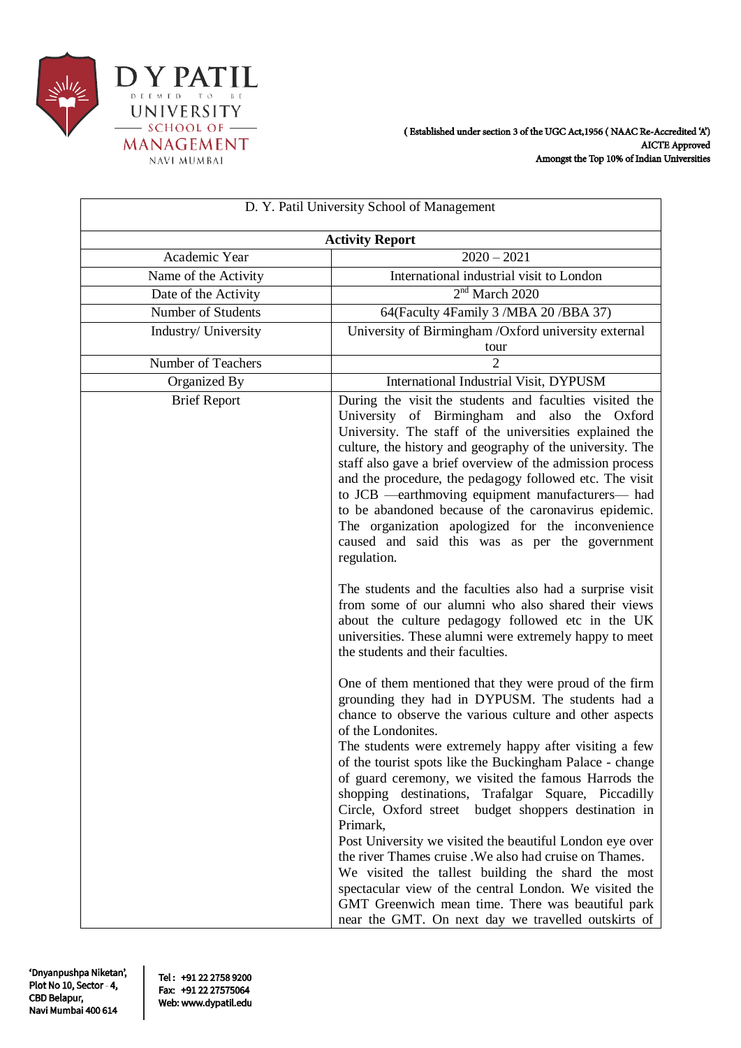D Y PATIL DEEMED TO BE UNIVERSITY SCHOOL OF MANAGEMENT NAVI MUMBAI

( Established under section 3 of the UGC Act,1956 ( NAAC Re-Accredited 'A')
AICTE Approved
Amongst the Top 10% of Indian Universities

| D. Y. Patil University School of Management | |
|---|---|
| **Activity Report** | |
| Academic Year | 2020 – 2021 |
| Name of the Activity | International industrial visit to London |
| Date of the Activity | 2nd March 2020 |
| Number of Students | 64(Faculty 4Family 3 /MBA 20 /BBA 37) |
| Industry/ University | University of Birmingham /Oxford university external tour |
| Number of Teachers | 2 |
| Organized By | International Industrial Visit, DYPUSM |
| Brief Report | During the visit the students and faculties visited the University of Birmingham and also the Oxford University. The staff of the universities explained the culture, the history and geography of the university. The staff also gave a brief overview of the admission process and the procedure, the pedagogy followed etc. The visit to JCB —earthmoving equipment manufacturers— had to be abandoned because of the caronavirus epidemic. The organization apologized for the inconvenience caused and said this was as per the government regulation.<br><br>The students and the faculties also had a surprise visit from some of our alumni who also shared their views about the culture pedagogy followed etc in the UK universities. These alumni were extremely happy to meet the students and their faculties.<br><br>One of them mentioned that they were proud of the firm grounding they had in DYPUSM. The students had a chance to observe the various culture and other aspects of the Londonites.<br>The students were extremely happy after visiting a few of the tourist spots like the Buckingham Palace - change of guard ceremony, we visited the famous Harrods the shopping destinations, Trafalgar Square, Piccadilly Circle, Oxford street budget shoppers destination in Primark,<br>Post University we visited the beautiful London eye over the river Thames cruise .We also had cruise on Thames.<br>We visited the tallest building the shard the most spectacular view of the central London. We visited the GMT Greenwich mean time. There was beautiful park near the GMT. On next day we travelled outskirts of |

'Dnyanpushpa Niketan', Plot No 10, Sector - 4, CBD Belapur, Navi Mumbai 400 614

Tel : +91 22 2758 9200
Fax: +91 22 27575064
Web: www.dypatil.edu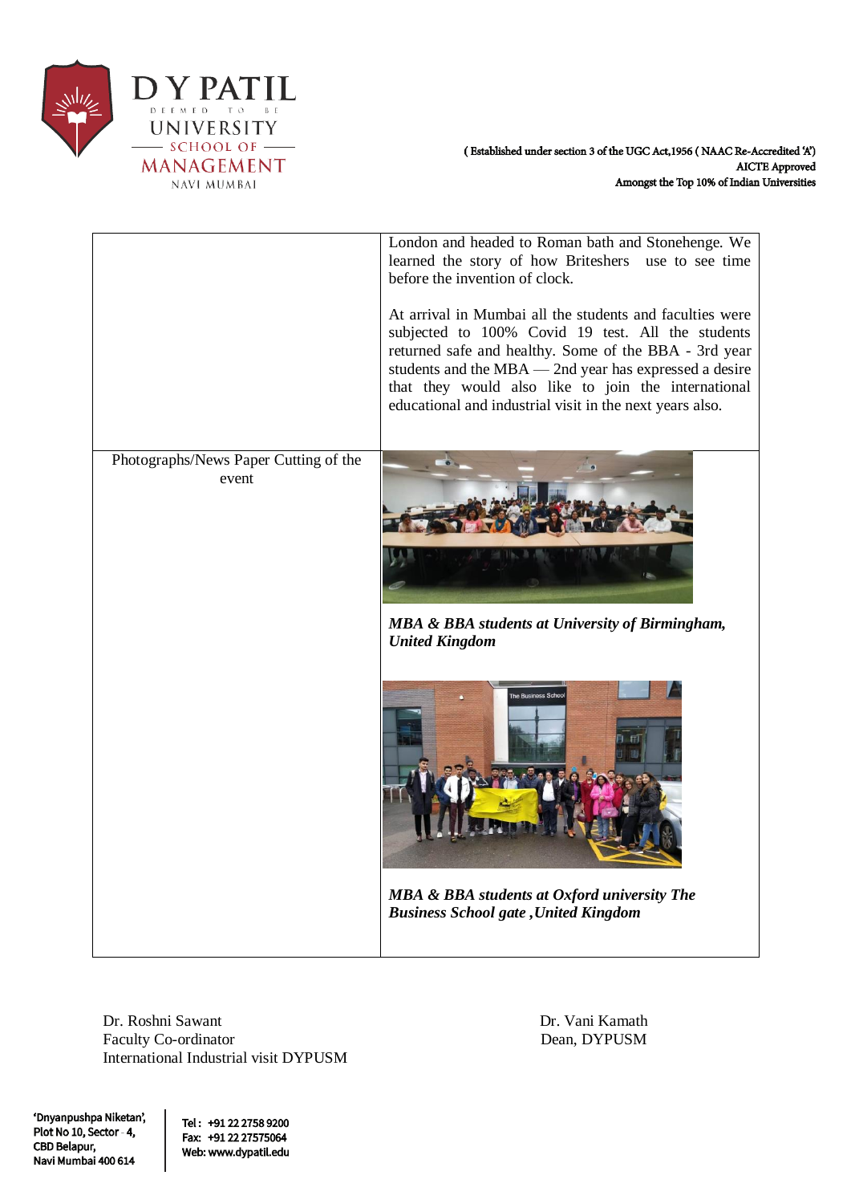|  |  |
|---|---|
|  | London and headed to Roman bath and Stonehenge. We learned the story of how Briteshers use to see time before the invention of clock.<br><br>At arrival in Mumbai all the students and faculties were subjected to 100% Covid 19 test. All the students returned safe and healthy. Some of the BBA - 3rd year students and the MBA — 2nd year has expressed a desire that they would also like to join the international educational and industrial visit in the next years also. |
| Photographs/News Paper Cutting of the event | ***MBA & BBA students at University of Birmingham, United Kingdom***<br><br>***MBA & BBA students at Oxford university The Business School gate ,United Kingdom*** |

Dr. Roshni Sawant
Faculty Co-ordinator
International Industrial visit DYPUSM

Dr. Vani Kamath
Dean, DYPUSM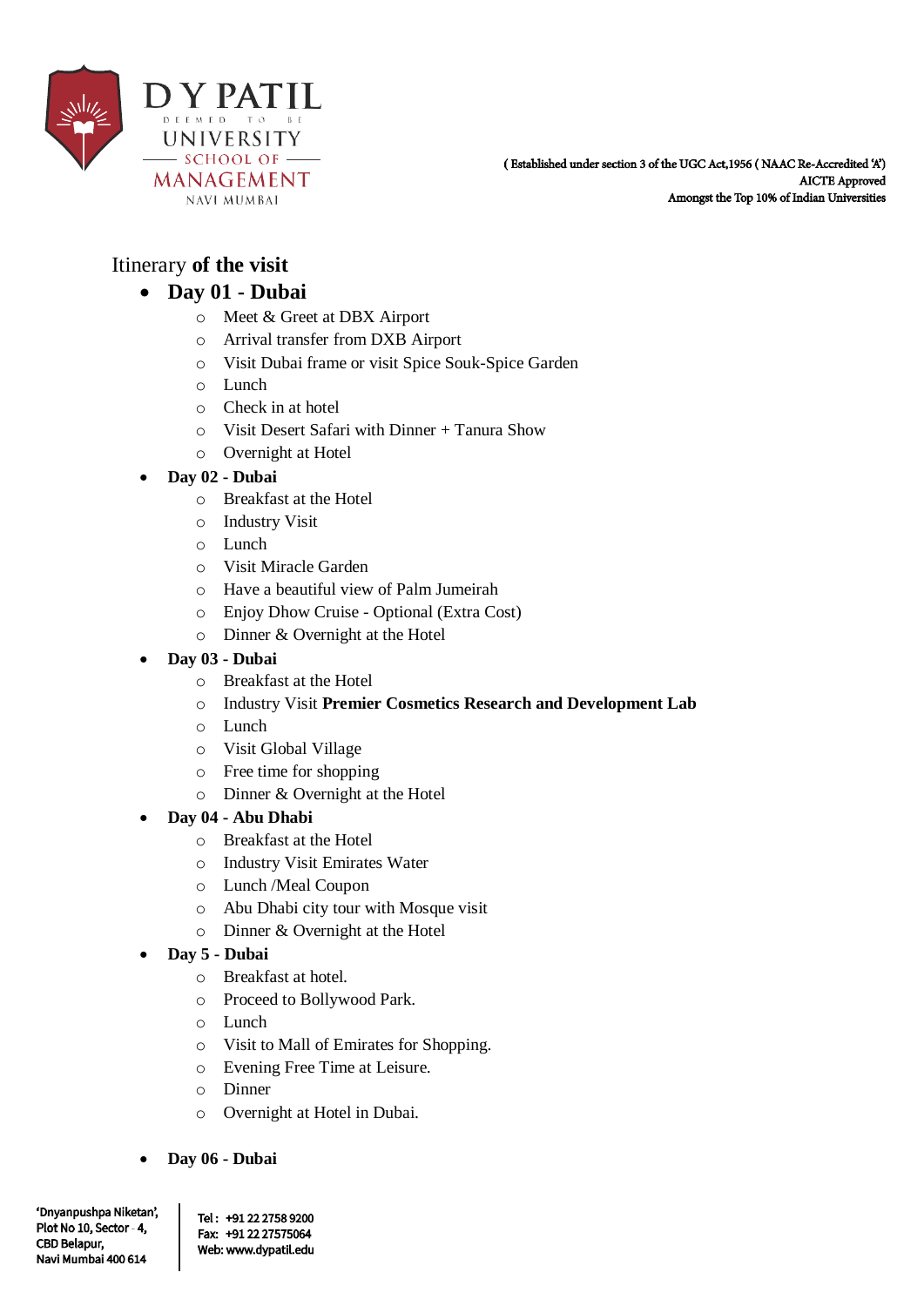Itinerary **of the visit**

- **Day 01 - Dubai**
  - Meet & Greet at DBX Airport
  - Arrival transfer from DXB Airport
  - Visit Dubai frame or visit Spice Souk-Spice Garden
  - Lunch
  - Check in at hotel
  - Visit Desert Safari with Dinner + Tanura Show
  - Overnight at Hotel
- **Day 02 - Dubai**
  - Breakfast at the Hotel
  - Industry Visit
  - Lunch
  - Visit Miracle Garden
  - Have a beautiful view of Palm Jumeirah
  - Enjoy Dhow Cruise - Optional (Extra Cost)
  - Dinner & Overnight at the Hotel
- **Day 03 - Dubai**
  - Breakfast at the Hotel
  - Industry Visit **Premier Cosmetics Research and Development Lab**
  - Lunch
  - Visit Global Village
  - Free time for shopping
  - Dinner & Overnight at the Hotel
- **Day 04 - Abu Dhabi**
  - Breakfast at the Hotel
  - Industry Visit Emirates Water
  - Lunch /Meal Coupon
  - Abu Dhabi city tour with Mosque visit
  - Dinner & Overnight at the Hotel
- **Day 5 - Dubai**
  - Breakfast at hotel.
  - Proceed to Bollywood Park.
  - Lunch
  - Visit to Mall of Emirates for Shopping.
  - Evening Free Time at Leisure.
  - Dinner
  - Overnight at Hotel in Dubai.

- **Day 06 - Dubai**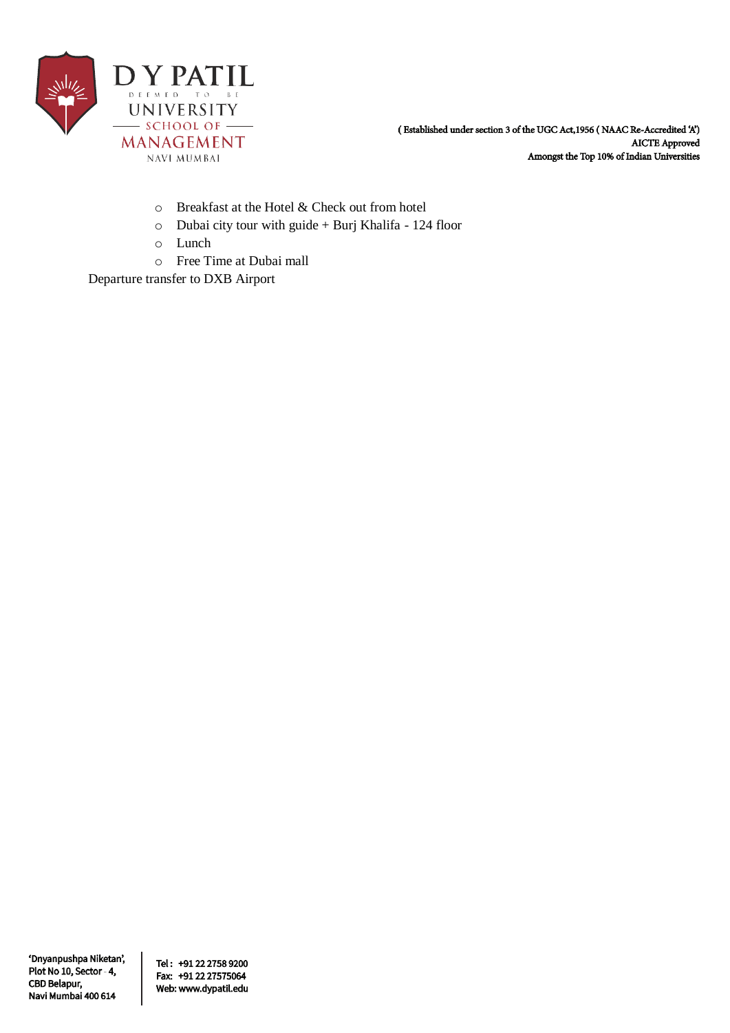- Breakfast at the Hotel & Check out from hotel
- Dubai city tour with guide + Burj Khalifa - 124 floor
- Lunch
- Free Time at Dubai mall

Departure transfer to DXB Airport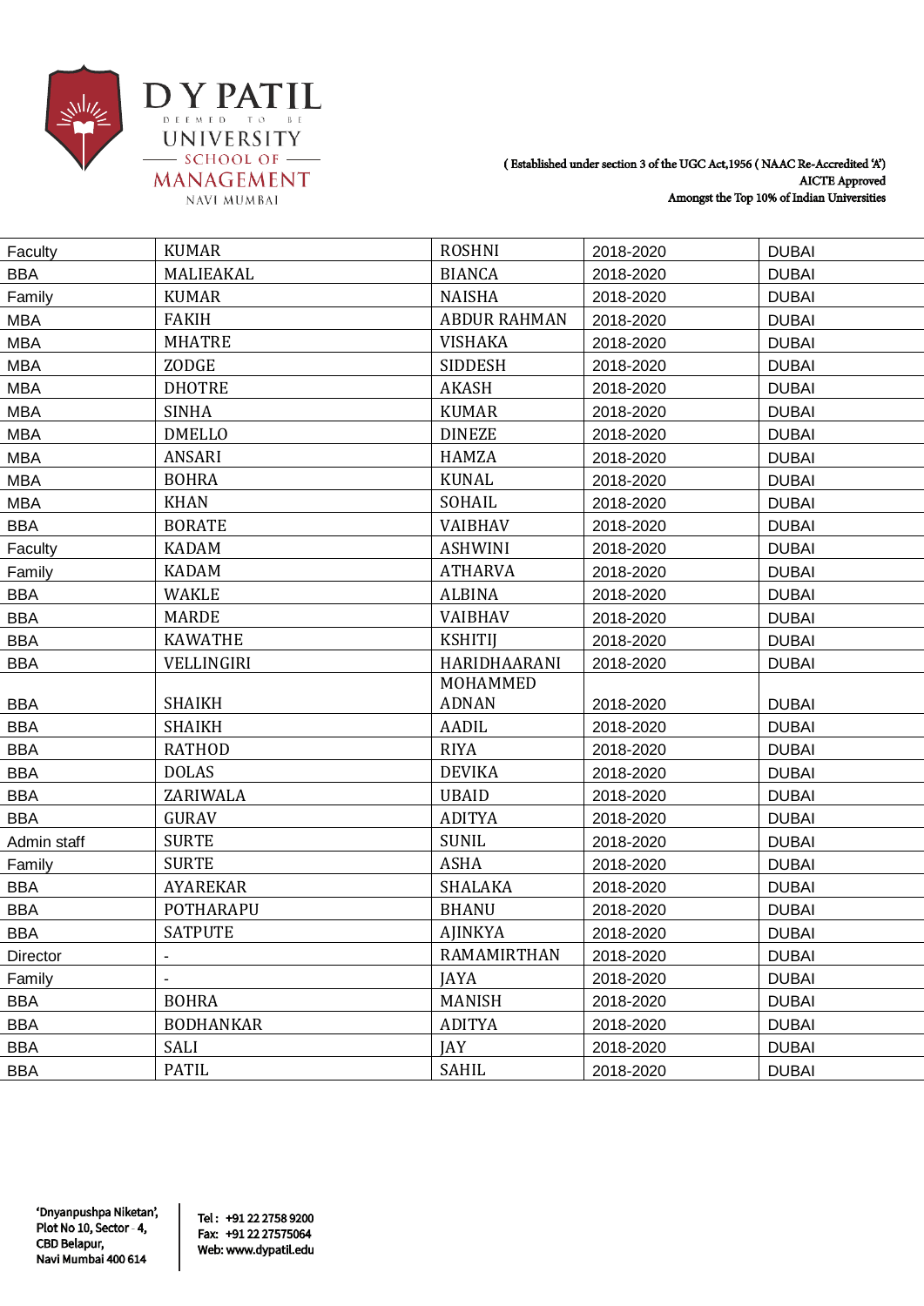( Established under section 3 of the UGC Act,1956 ( NAAC Re-Accredited 'A')
AICTE Approved
Amongst the Top 10% of Indian Universities

| Faculty | KUMAR | ROSHNI | 2018-2020 | DUBAI |
|---|---|---|---|---|
| BBA | MALIEAKAL | BIANCA | 2018-2020 | DUBAI |
| Family | KUMAR | NAISHA | 2018-2020 | DUBAI |
| MBA | FAKIH | ABDUR RAHMAN | 2018-2020 | DUBAI |
| MBA | MHATRE | VISHAKA | 2018-2020 | DUBAI |
| MBA | ZODGE | SIDDESH | 2018-2020 | DUBAI |
| MBA | DHOTRE | AKASH | 2018-2020 | DUBAI |
| MBA | SINHA | KUMAR | 2018-2020 | DUBAI |
| MBA | DMELLO | DINEZE | 2018-2020 | DUBAI |
| MBA | ANSARI | HAMZA | 2018-2020 | DUBAI |
| MBA | BOHRA | KUNAL | 2018-2020 | DUBAI |
| MBA | KHAN | SOHAIL | 2018-2020 | DUBAI |
| BBA | BORATE | VAIBHAV | 2018-2020 | DUBAI |
| Faculty | KADAM | ASHWINI | 2018-2020 | DUBAI |
| Family | KADAM | ATHARVA | 2018-2020 | DUBAI |
| BBA | WAKLE | ALBINA | 2018-2020 | DUBAI |
| BBA | MARDE | VAIBHAV | 2018-2020 | DUBAI |
| BBA | KAWATHE | KSHITIJ | 2018-2020 | DUBAI |
| BBA | VELLINGIRI | HARIDHAARANI | 2018-2020 | DUBAI |
| BBA | SHAIKH | MOHAMMED ADNAN | 2018-2020 | DUBAI |
| BBA | SHAIKH | AADIL | 2018-2020 | DUBAI |
| BBA | RATHOD | RIYA | 2018-2020 | DUBAI |
| BBA | DOLAS | DEVIKA | 2018-2020 | DUBAI |
| BBA | ZARIWALA | UBAID | 2018-2020 | DUBAI |
| BBA | GURAV | ADITYA | 2018-2020 | DUBAI |
| Admin staff | SURTE | SUNIL | 2018-2020 | DUBAI |
| Family | SURTE | ASHA | 2018-2020 | DUBAI |
| BBA | AYAREKAR | SHALAKA | 2018-2020 | DUBAI |
| BBA | POTHARAPU | BHANU | 2018-2020 | DUBAI |
| BBA | SATPUTE | AJINKYA | 2018-2020 | DUBAI |
| Director | - | RAMAMIRTHAN | 2018-2020 | DUBAI |
| Family | - | JAYA | 2018-2020 | DUBAI |
| BBA | BOHRA | MANISH | 2018-2020 | DUBAI |
| BBA | BODHANKAR | ADITYA | 2018-2020 | DUBAI |
| BBA | SALI | JAY | 2018-2020 | DUBAI |
| BBA | PATIL | SAHIL | 2018-2020 | DUBAI |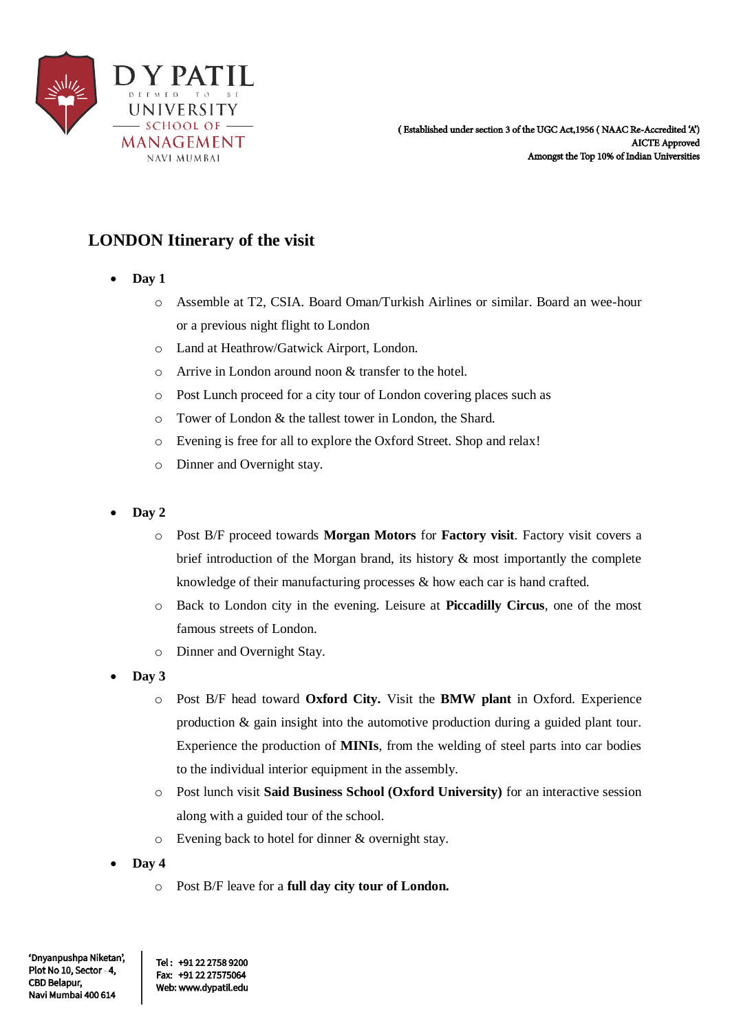## LONDON Itinerary of the visit

- **Day 1**
  - Assemble at T2, CSIA. Board Oman/Turkish Airlines or similar. Board an wee-hour or a previous night flight to London
  - Land at Heathrow/Gatwick Airport, London.
  - Arrive in London around noon & transfer to the hotel.
  - Post Lunch proceed for a city tour of London covering places such as
  - Tower of London & the tallest tower in London, the Shard.
  - Evening is free for all to explore the Oxford Street. Shop and relax!
  - Dinner and Overnight stay.

- **Day 2**
  - Post B/F proceed towards **Morgan Motors** for **Factory visit**. Factory visit covers a brief introduction of the Morgan brand, its history & most importantly the complete knowledge of their manufacturing processes & how each car is hand crafted.
  - Back to London city in the evening. Leisure at **Piccadilly Circus**, one of the most famous streets of London.
  - Dinner and Overnight Stay.
- **Day 3**
  - Post B/F head toward **Oxford City.** Visit the **BMW plant** in Oxford. Experience production & gain insight into the automotive production during a guided plant tour. Experience the production of **MINIs**, from the welding of steel parts into car bodies to the individual interior equipment in the assembly.
  - Post lunch visit **Said Business School (Oxford University)** for an interactive session along with a guided tour of the school.
  - Evening back to hotel for dinner & overnight stay.
- **Day 4**
  - Post B/F leave for a **full day city tour of London.**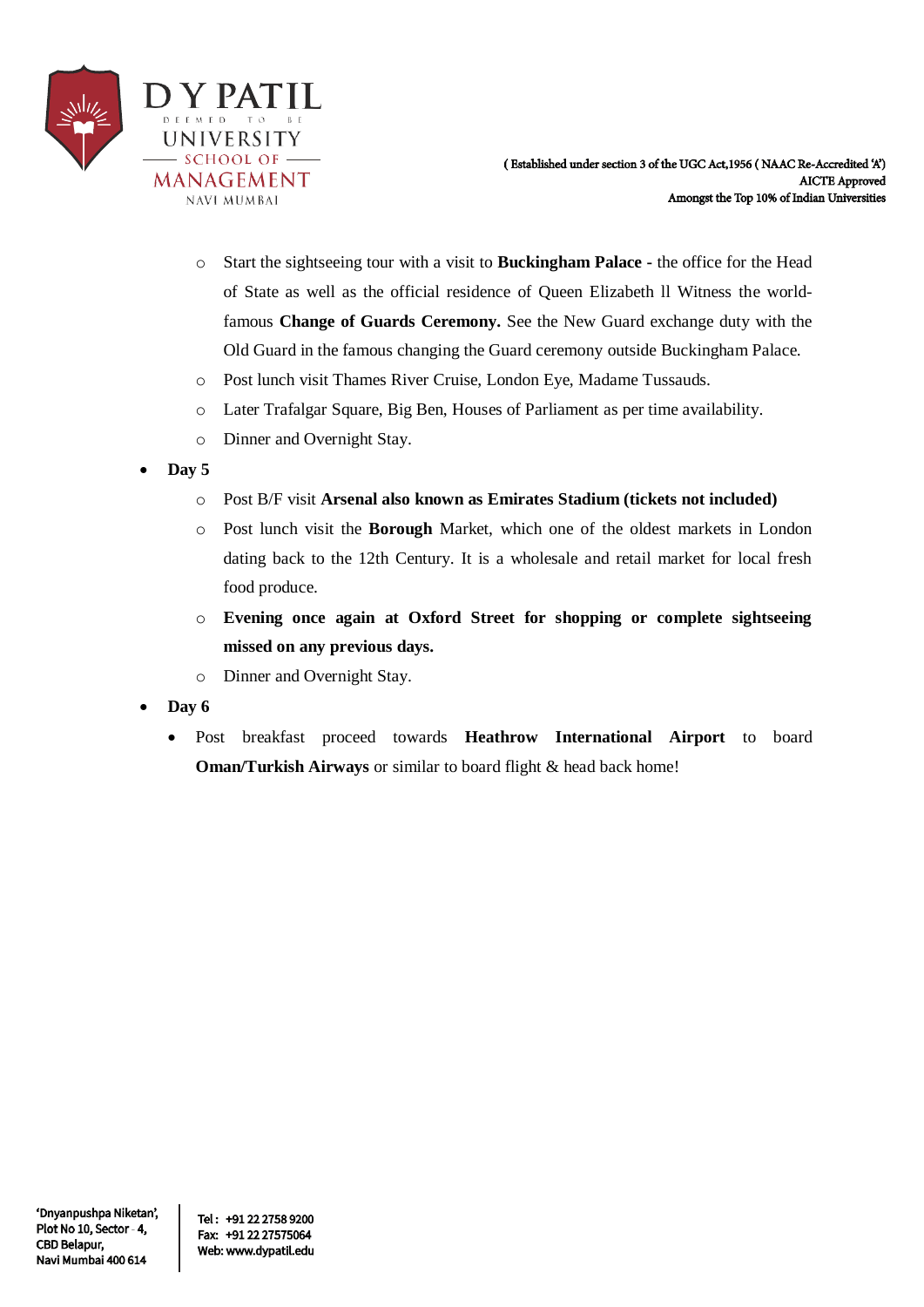- Start the sightseeing tour with a visit to **Buckingham Palace** - the office for the Head of State as well as the official residence of Queen Elizabeth ll Witness the world-famous **Change of Guards Ceremony.** See the New Guard exchange duty with the Old Guard in the famous changing the Guard ceremony outside Buckingham Palace.
  - Post lunch visit Thames River Cruise, London Eye, Madame Tussauds.
  - Later Trafalgar Square, Big Ben, Houses of Parliament as per time availability.
  - Dinner and Overnight Stay.
- **Day 5**
  - Post B/F visit **Arsenal also known as Emirates Stadium (tickets not included)**
  - Post lunch visit the **Borough** Market, which one of the oldest markets in London dating back to the 12th Century. It is a wholesale and retail market for local fresh food produce.
  - **Evening once again at Oxford Street for shopping or complete sightseeing missed on any previous days.**
  - Dinner and Overnight Stay.
- **Day 6**
  - Post breakfast proceed towards **Heathrow International Airport** to board **Oman/Turkish Airways** or similar to board flight & head back home!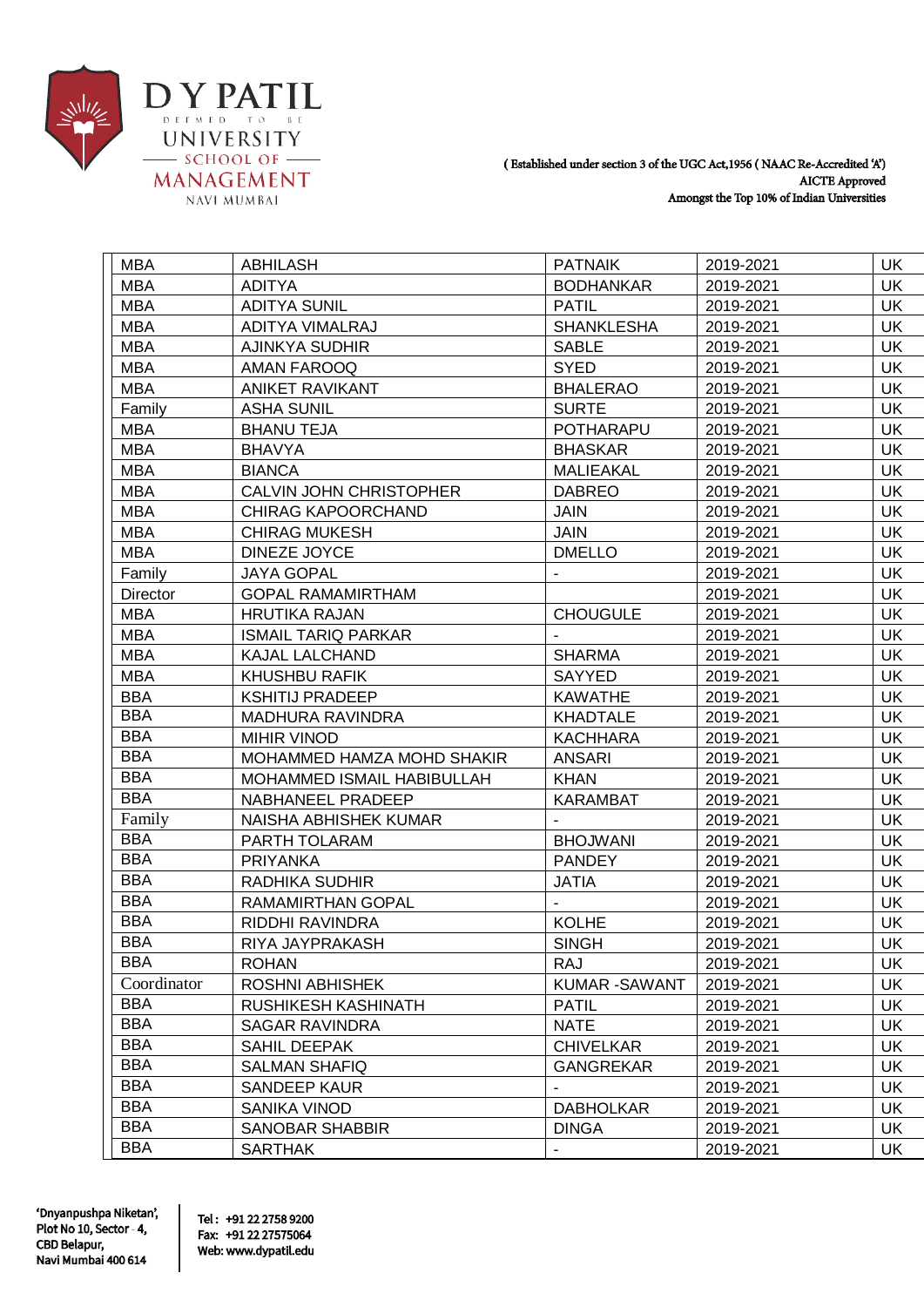D Y PATIL
DEEMED TO BE
UNIVERSITY
SCHOOL OF
MANAGEMENT
NAVI MUMBAI

( Established under section 3 of the UGC Act,1956 ( NAAC Re-Accredited 'A')
AICTE Approved
Amongst the Top 10% of Indian Universities

| | | | | |
|---|---|---|---|---|
| MBA | ABHILASH | PATNAIK | 2019-2021 | UK |
| MBA | ADITYA | BODHANKAR | 2019-2021 | UK |
| MBA | ADITYA SUNIL | PATIL | 2019-2021 | UK |
| MBA | ADITYA VIMALRAJ | SHANKLESHA | 2019-2021 | UK |
| MBA | AJINKYA SUDHIR | SABLE | 2019-2021 | UK |
| MBA | AMAN FAROOQ | SYED | 2019-2021 | UK |
| MBA | ANIKET RAVIKANT | BHALERAO | 2019-2021 | UK |
| Family | ASHA SUNIL | SURTE | 2019-2021 | UK |
| MBA | BHANU TEJA | POTHARAPU | 2019-2021 | UK |
| MBA | BHAVYA | BHASKAR | 2019-2021 | UK |
| MBA | BIANCA | MALIEAKAL | 2019-2021 | UK |
| MBA | CALVIN JOHN CHRISTOPHER | DABREO | 2019-2021 | UK |
| MBA | CHIRAG KAPOORCHAND | JAIN | 2019-2021 | UK |
| MBA | CHIRAG MUKESH | JAIN | 2019-2021 | UK |
| MBA | DINEZE JOYCE | DMELLO | 2019-2021 | UK |
| Family | JAYA GOPAL | - | 2019-2021 | UK |
| Director | GOPAL RAMAMIRTHAM | | 2019-2021 | UK |
| MBA | HRUTIKA RAJAN | CHOUGULE | 2019-2021 | UK |
| MBA | ISMAIL TARIQ PARKAR | - | 2019-2021 | UK |
| MBA | KAJAL LALCHAND | SHARMA | 2019-2021 | UK |
| MBA | KHUSHBU RAFIK | SAYYED | 2019-2021 | UK |
| BBA | KSHITIJ PRADEEP | KAWATHE | 2019-2021 | UK |
| BBA | MADHURA RAVINDRA | KHADTALE | 2019-2021 | UK |
| BBA | MIHIR VINOD | KACHHARA | 2019-2021 | UK |
| BBA | MOHAMMED HAMZA MOHD SHAKIR | ANSARI | 2019-2021 | UK |
| BBA | MOHAMMED ISMAIL HABIBULLAH | KHAN | 2019-2021 | UK |
| BBA | NABHANEEL PRADEEP | KARAMBAT | 2019-2021 | UK |
| Family | NAISHA ABHISHEK KUMAR | - | 2019-2021 | UK |
| BBA | PARTH TOLARAM | BHOJWANI | 2019-2021 | UK |
| BBA | PRIYANKA | PANDEY | 2019-2021 | UK |
| BBA | RADHIKA SUDHIR | JATIA | 2019-2021 | UK |
| BBA | RAMAMIRTHAN GOPAL | - | 2019-2021 | UK |
| BBA | RIDDHI RAVINDRA | KOLHE | 2019-2021 | UK |
| BBA | RIYA JAYPRAKASH | SINGH | 2019-2021 | UK |
| BBA | ROHAN | RAJ | 2019-2021 | UK |
| Coordinator | ROSHNI ABHISHEK | KUMAR -SAWANT | 2019-2021 | UK |
| BBA | RUSHIKESH KASHINATH | PATIL | 2019-2021 | UK |
| BBA | SAGAR RAVINDRA | NATE | 2019-2021 | UK |
| BBA | SAHIL DEEPAK | CHIVELKAR | 2019-2021 | UK |
| BBA | SALMAN SHAFIQ | GANGREKAR | 2019-2021 | UK |
| BBA | SANDEEP KAUR | - | 2019-2021 | UK |
| BBA | SANIKA VINOD | DABHOLKAR | 2019-2021 | UK |
| BBA | SANOBAR SHABBIR | DINGA | 2019-2021 | UK |
| BBA | SARTHAK | - | 2019-2021 | UK |

'Dnyanpushpa Niketan',
Plot No 10, Sector - 4,
CBD Belapur,
Navi Mumbai 400 614

Tel : +91 22 2758 9200
Fax: +91 22 27575064
Web: www.dypatil.edu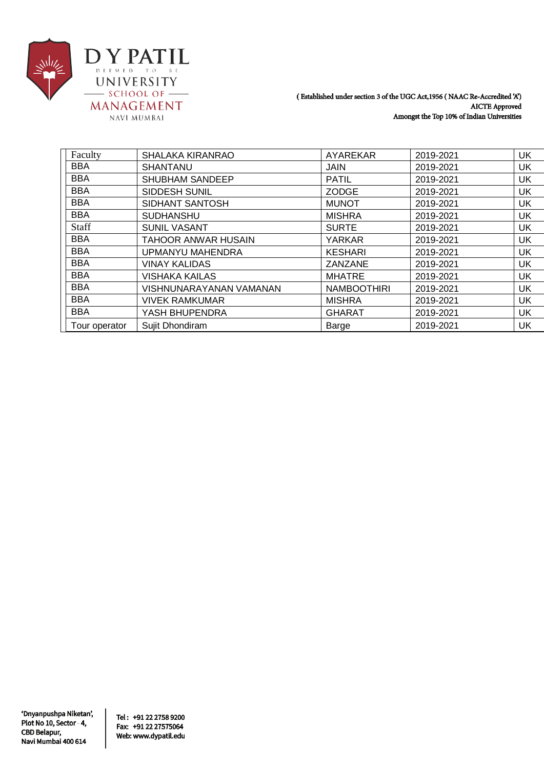D Y PATIL
DEEMED TO BE
UNIVERSITY
SCHOOL OF
MANAGEMENT
NAVI MUMBAI

( Established under section 3 of the UGC Act,1956 ( NAAC Re-Accredited 'A')
AICTE Approved
Amongst the Top 10% of Indian Universities

| | | | | |
|---|---|---|---|---|
| Faculty | SHALAKA KIRANRAO | AYAREKAR | 2019-2021 | UK |
| BBA | SHANTANU | JAIN | 2019-2021 | UK |
| BBA | SHUBHAM SANDEEP | PATIL | 2019-2021 | UK |
| BBA | SIDDESH SUNIL | ZODGE | 2019-2021 | UK |
| BBA | SIDHANT SANTOSH | MUNOT | 2019-2021 | UK |
| BBA | SUDHANSHU | MISHRA | 2019-2021 | UK |
| Staff | SUNIL VASANT | SURTE | 2019-2021 | UK |
| BBA | TAHOOR ANWAR HUSAIN | YARKAR | 2019-2021 | UK |
| BBA | UPMANYU MAHENDRA | KESHARI | 2019-2021 | UK |
| BBA | VINAY KALIDAS | ZANZANE | 2019-2021 | UK |
| BBA | VISHAKA KAILAS | MHATRE | 2019-2021 | UK |
| BBA | VISHNUNARAYANAN VAMANAN | NAMBOOTHIRI | 2019-2021 | UK |
| BBA | VIVEK RAMKUMAR | MISHRA | 2019-2021 | UK |
| BBA | YASH BHUPENDRA | GHARAT | 2019-2021 | UK |
| Tour operator | Sujit Dhondiram | Barge | 2019-2021 | UK |

'Dnyanpushpa Niketan',
Plot No 10, Sector - 4,
CBD Belapur,
Navi Mumbai 400 614

Tel : +91 22 2758 9200
Fax: +91 22 27575064
Web: www.dypatil.edu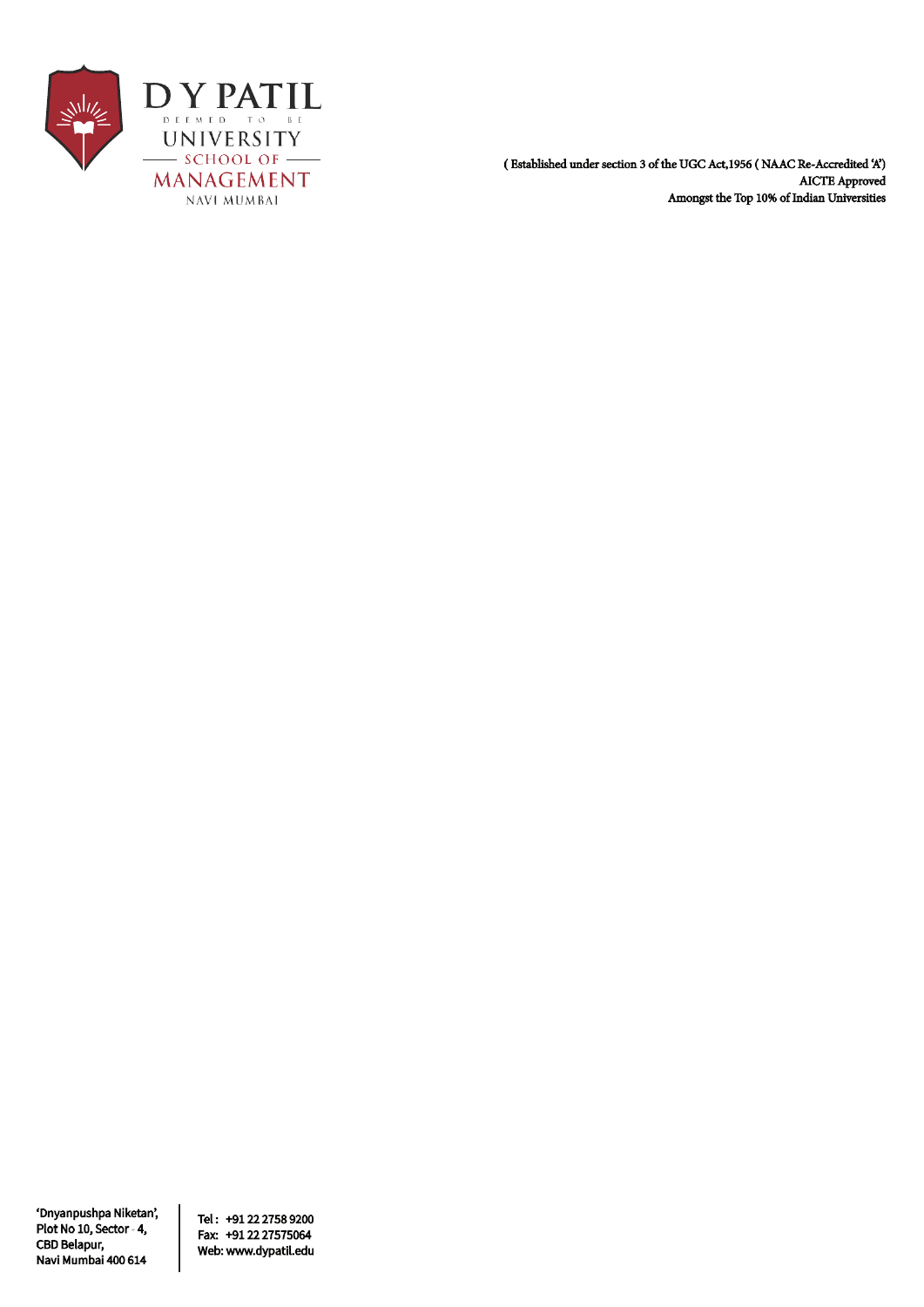D Y PATIL
DEEMED TO BE
UNIVERSITY
SCHOOL OF
MANAGEMENT
NAVI MUMBAI

( Established under section 3 of the UGC Act,1956 ( NAAC Re-Accredited 'A')
AICTE Approved
Amongst the Top 10% of Indian Universities

'Dnyanpushpa Niketan',
Plot No 10, Sector - 4,
CBD Belapur,
Navi Mumbai 400 614

Tel : +91 22 2758 9200
Fax: +91 22 27575064
Web: www.dypatil.edu